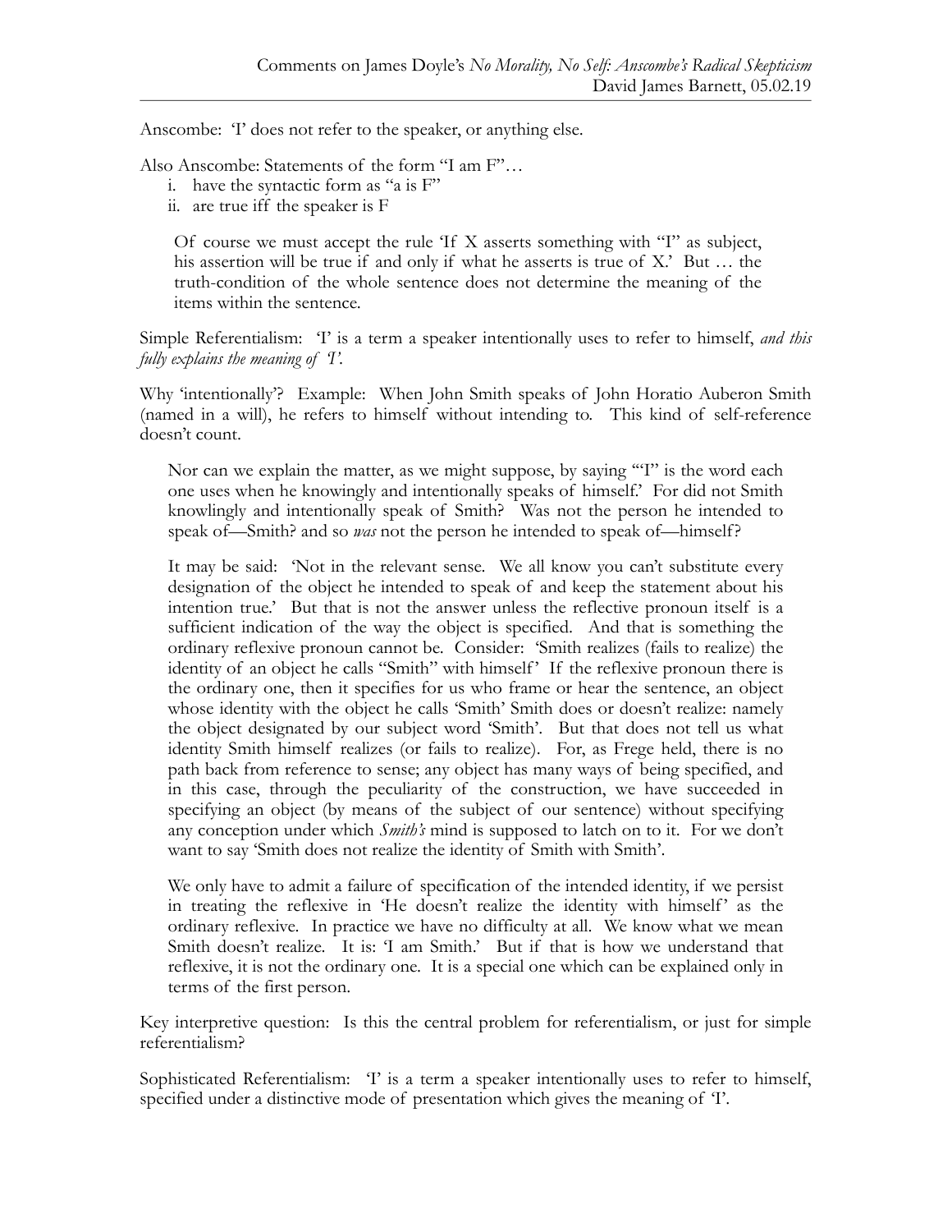Comments on James Doyle's *No Morality, No Self: Anscombe's Radical Skepticism*
David James Barnett, 05.02.19

Anscombe: 'I' does not refer to the speaker, or anything else.

Also Anscombe: Statements of the form "I am F"…

i. have the syntactic form as "a is F"
ii. are true iff the speaker is F

> Of course we must accept the rule 'If X asserts something with "I" as subject, his assertion will be true if and only if what he asserts is true of X.' But … the truth-condition of the whole sentence does not determine the meaning of the items within the sentence.

Simple Referentialism: 'I' is a term a speaker intentionally uses to refer to himself, *and this fully explains the meaning of 'I'.*

Why 'intentionally'? Example: When John Smith speaks of John Horatio Auberon Smith (named in a will), he refers to himself without intending to. This kind of self-reference doesn't count.

> Nor can we explain the matter, as we might suppose, by saying '"I" is the word each one uses when he knowingly and intentionally speaks of himself.' For did not Smith knowingly and intentionally speak of Smith? Was not the person he intended to speak of—Smith? and so *was* not the person he intended to speak of—himself?
>
> It may be said: 'Not in the relevant sense. We all know you can't substitute every designation of the object he intended to speak of and keep the statement about his intention true.' But that is not the answer unless the reflective pronoun itself is a sufficient indication of the way the object is specified. And that is something the ordinary reflexive pronoun cannot be. Consider: 'Smith realizes (fails to realize) the identity of an object he calls "Smith" with himself' If the reflexive pronoun there is the ordinary one, then it specifies for us who frame or hear the sentence, an object whose identity with the object he calls 'Smith' Smith does or doesn't realize: namely the object designated by our subject word 'Smith'. But that does not tell us what identity Smith himself realizes (or fails to realize). For, as Frege held, there is no path back from reference to sense; any object has many ways of being specified, and in this case, through the peculiarity of the construction, we have succeeded in specifying an object (by means of the subject of our sentence) without specifying any conception under which *Smith's* mind is supposed to latch on to it. For we don't want to say 'Smith does not realize the identity of Smith with Smith'.
>
> We only have to admit a failure of specification of the intended identity, if we persist in treating the reflexive in 'He doesn't realize the identity with himself' as the ordinary reflexive. In practice we have no difficulty at all. We know what we mean Smith doesn't realize. It is: 'I am Smith.' But if that is how we understand that reflexive, it is not the ordinary one. It is a special one which can be explained only in terms of the first person.

Key interpretive question: Is this the central problem for referentialism, or just for simple referentialism?

Sophisticated Referentialism: 'I' is a term a speaker intentionally uses to refer to himself, specified under a distinctive mode of presentation which gives the meaning of 'I'.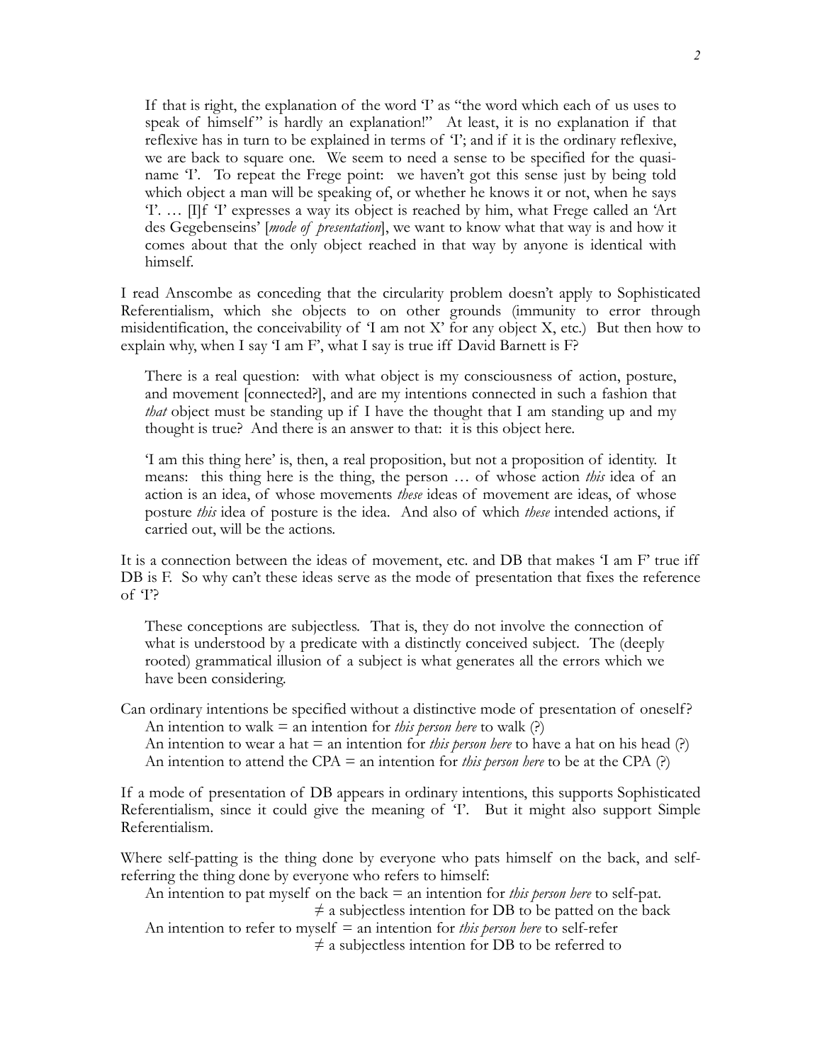> If that is right, the explanation of the word 'I' as "the word which each of us uses to speak of himself" is hardly an explanation!" At least, it is no explanation if that reflexive has in turn to be explained in terms of 'I'; and if it is the ordinary reflexive, we are back to square one. We seem to need a sense to be specified for the quasi-name 'I'. To repeat the Frege point: we haven't got this sense just by being told which object a man will be speaking of, or whether he knows it or not, when he says 'I'. … [I]f 'I' expresses a way its object is reached by him, what Frege called an 'Art des Gegebenseins' [*mode of presentation*], we want to know what that way is and how it comes about that the only object reached in that way by anyone is identical with himself.

I read Anscombe as conceding that the circularity problem doesn't apply to Sophisticated Referentialism, which she objects to on other grounds (immunity to error through misidentification, the conceivability of 'I am not X' for any object X, etc.) But then how to explain why, when I say 'I am F', what I say is true iff David Barnett is F?

> There is a real question: with what object is my consciousness of action, posture, and movement [connected?], and are my intentions connected in such a fashion that *that* object must be standing up if I have the thought that I am standing up and my thought is true? And there is an answer to that: it is this object here.
>
> 'I am this thing here' is, then, a real proposition, but not a proposition of identity. It means: this thing here is the thing, the person … of whose action *this* idea of an action is an idea, of whose movements *these* ideas of movement are ideas, of whose posture *this* idea of posture is the idea. And also of which *these* intended actions, if carried out, will be the actions.

It is a connection between the ideas of movement, etc. and DB that makes 'I am F' true iff DB is F. So why can't these ideas serve as the mode of presentation that fixes the reference of 'I'?

> These conceptions are subjectless. That is, they do not involve the connection of what is understood by a predicate with a distinctly conceived subject. The (deeply rooted) grammatical illusion of a subject is what generates all the errors which we have been considering.

Can ordinary intentions be specified without a distinctive mode of presentation of oneself?
- An intention to walk = an intention for *this person here* to walk (?)
- An intention to wear a hat = an intention for *this person here* to have a hat on his head (?)
- An intention to attend the CPA = an intention for *this person here* to be at the CPA (?)

If a mode of presentation of DB appears in ordinary intentions, this supports Sophisticated Referentialism, since it could give the meaning of 'I'. But it might also support Simple Referentialism.

Where self-patting is the thing done by everyone who pats himself on the back, and self-referring the thing done by everyone who refers to himself:

An intention to pat myself on the back = an intention for *this person here* to self-pat.
$\neq$ a subjectless intention for DB to be patted on the back

An intention to refer to myself = an intention for *this person here* to self-refer
$\neq$ a subjectless intention for DB to be referred to